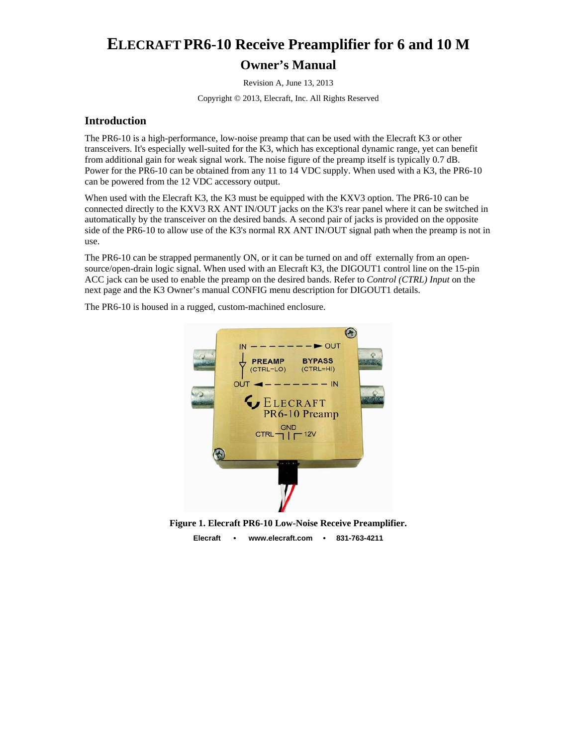# ELECRAFT PR6-10 Receive Preamplifier for 6 and 10 M

## Owner's Manual

Revision A, June 13, 2013

Copyright © 2013, Elecraft, Inc. All Rights Reserved

## Introduction

The PR6-10 is a high-performance, low-noise preamp that can be used with the Elecraft K3 or other transceivers. It's especially well-suited for the K3, which has exceptional dynamic range, yet can benefit from additional gain for weak signal work. The noise figure of the preamp itself is typically 0.7 dB. Power for the PR6-10 can be obtained from any 11 to 14 VDC supply. When used with a K3, the PR6-10 can be powered from the 12 VDC accessory output.

When used with the Elecraft K3, the K3 must be equipped with the KXV3 option. The PR6-10 can be connected directly to the KXV3 RX ANT IN/OUT jacks on the K3's rear panel where it can be switched in automatically by the transceiver on the desired bands. A second pair of jacks is provided on the opposite side of the PR6-10 to allow use of the K3's normal RX ANT IN/OUT signal path when the preamp is not in use.

The PR6-10 can be strapped permanently ON, or it can be turned on and off externally from an open-source/open-drain logic signal. When used with an Elecraft K3, the DIGOUT1 control line on the 15-pin ACC jack can be used to enable the preamp on the desired bands. Refer to *Control (CTRL) Input* on the next page and the K3 Owner's manual CONFIG menu description for DIGOUT1 details.

The PR6-10 is housed in a rugged, custom-machined enclosure.

**Figure 1. Elecraft PR6-10 Low-Noise Receive Preamplifier.**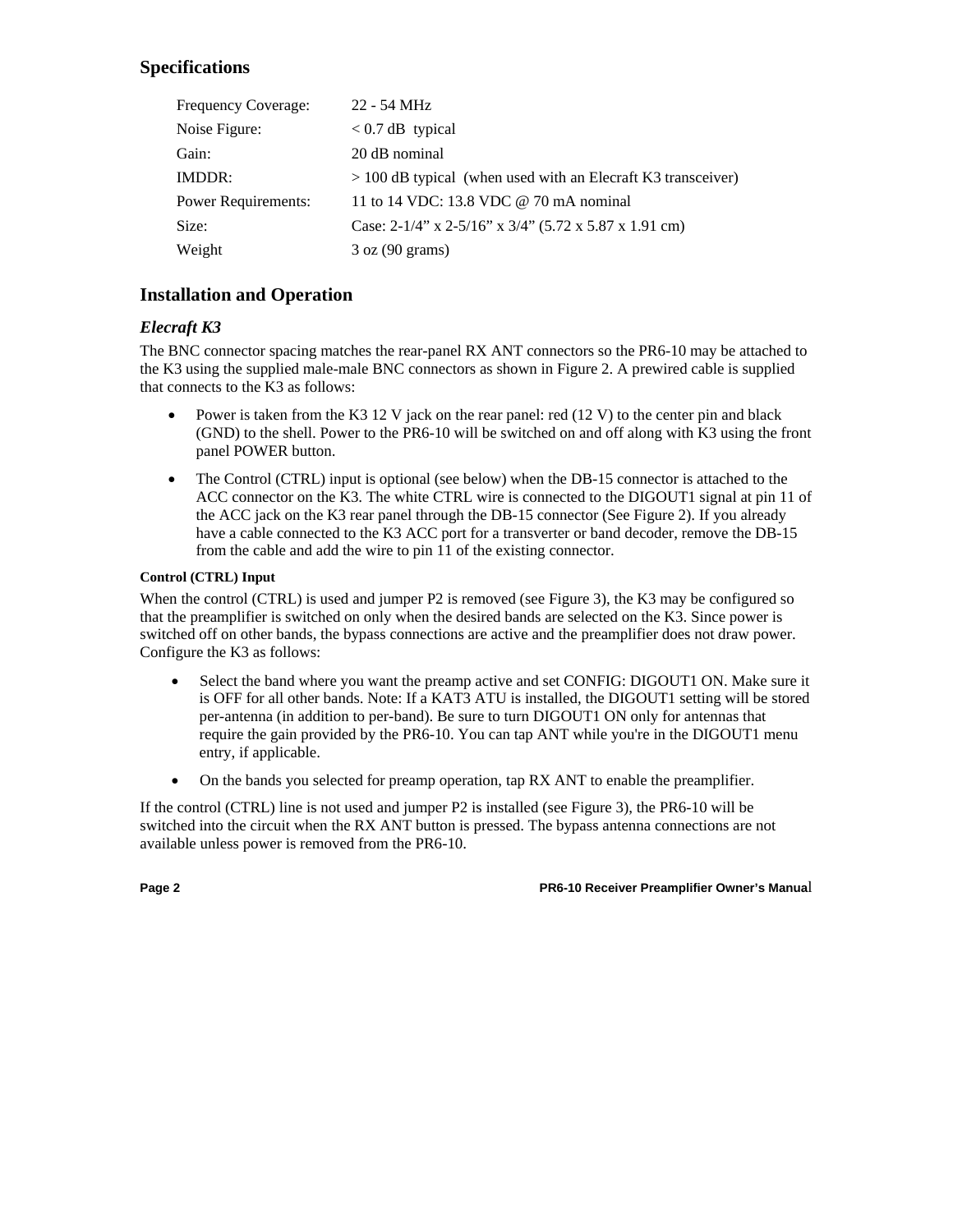## Specifications

| | |
|---|---|
| Frequency Coverage: | 22 - 54 MHz |
| Noise Figure: | < 0.7 dB typical |
| Gain: | 20 dB nominal |
| IMDDR: | > 100 dB typical (when used with an Elecraft K3 transceiver) |
| Power Requirements: | 11 to 14 VDC: 13.8 VDC @ 70 mA nominal |
| Size: | Case: 2-1/4” x 2-5/16” x 3/4” (5.72 x 5.87 x 1.91 cm) |
| Weight | 3 oz (90 grams) |

## Installation and Operation

### *Elecraft K3*

The BNC connector spacing matches the rear-panel RX ANT connectors so the PR6-10 may be attached to the K3 using the supplied male-male BNC connectors as shown in Figure 2. A prewired cable is supplied that connects to the K3 as follows:

- Power is taken from the K3 12 V jack on the rear panel: red (12 V) to the center pin and black (GND) to the shell. Power to the PR6-10 will be switched on and off along with K3 using the front panel POWER button.
- The Control (CTRL) input is optional (see below) when the DB-15 connector is attached to the ACC connector on the K3. The white CTRL wire is connected to the DIGOUT1 signal at pin 11 of the ACC jack on the K3 rear panel through the DB-15 connector (See Figure 2). If you already have a cable connected to the K3 ACC port for a transverter or band decoder, remove the DB-15 from the cable and add the wire to pin 11 of the existing connector.

#### Control (CTRL) Input

When the control (CTRL) is used and jumper P2 is removed (see Figure 3), the K3 may be configured so that the preamplifier is switched on only when the desired bands are selected on the K3. Since power is switched off on other bands, the bypass connections are active and the preamplifier does not draw power. Configure the K3 as follows:

- Select the band where you want the preamp active and set CONFIG: DIGOUT1 ON. Make sure it is OFF for all other bands. Note: If a KAT3 ATU is installed, the DIGOUT1 setting will be stored per-antenna (in addition to per-band). Be sure to turn DIGOUT1 ON only for antennas that require the gain provided by the PR6-10. You can tap ANT while you're in the DIGOUT1 menu entry, if applicable.
- On the bands you selected for preamp operation, tap RX ANT to enable the preamplifier.

If the control (CTRL) line is not used and jumper P2 is installed (see Figure 3), the PR6-10 will be switched into the circuit when the RX ANT button is pressed. The bypass antenna connections are not available unless power is removed from the PR6-10.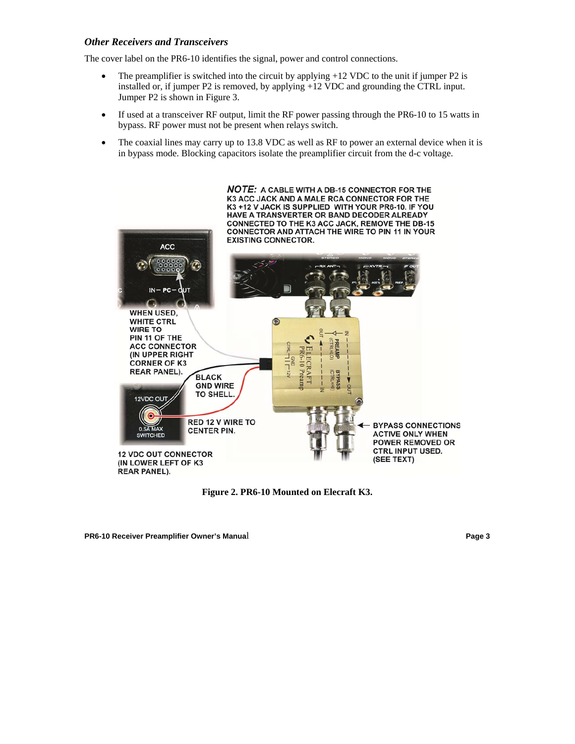### *Other Receivers and Transceivers*

The cover label on the PR6-10 identifies the signal, power and control connections.

- The preamplifier is switched into the circuit by applying +12 VDC to the unit if jumper P2 is installed or, if jumper P2 is removed, by applying +12 VDC and grounding the CTRL input. Jumper P2 is shown in Figure 3.
- If used at a transceiver RF output, limit the RF power passing through the PR6-10 to 15 watts in bypass. RF power must not be present when relays switch.
- The coaxial lines may carry up to 13.8 VDC as well as RF to power an external device when it is in bypass mode. Blocking capacitors isolate the preamplifier circuit from the d-c voltage.

***NOTE:*** A CABLE WITH A DB-15 CONNECTOR FOR THE K3 ACC JACK AND A MALE RCA CONNECTOR FOR THE K3 +12 V JACK IS SUPPLIED WITH YOUR PR6-10. IF YOU HAVE A TRANSVERTER OR BAND DECODER ALREADY CONNECTED TO THE K3 ACC JACK, REMOVE THE DB-15 CONNECTOR AND ATTACH THE WIRE TO PIN 11 IN YOUR EXISTING CONNECTOR.

WHEN USED, WHITE CTRL WIRE TO PIN 11 OF THE ACC CONNECTOR (IN UPPER RIGHT CORNER OF K3 REAR PANEL).

BLACK GND WIRE TO SHELL.

RED 12 V WIRE TO CENTER PIN.

12 VDC OUT CONNECTOR (IN LOWER LEFT OF K3 REAR PANEL).

BYPASS CONNECTIONS ACTIVE ONLY WHEN POWER REMOVED OR CTRL INPUT USED. (SEE TEXT)

**Figure 2. PR6-10 Mounted on Elecraft K3.**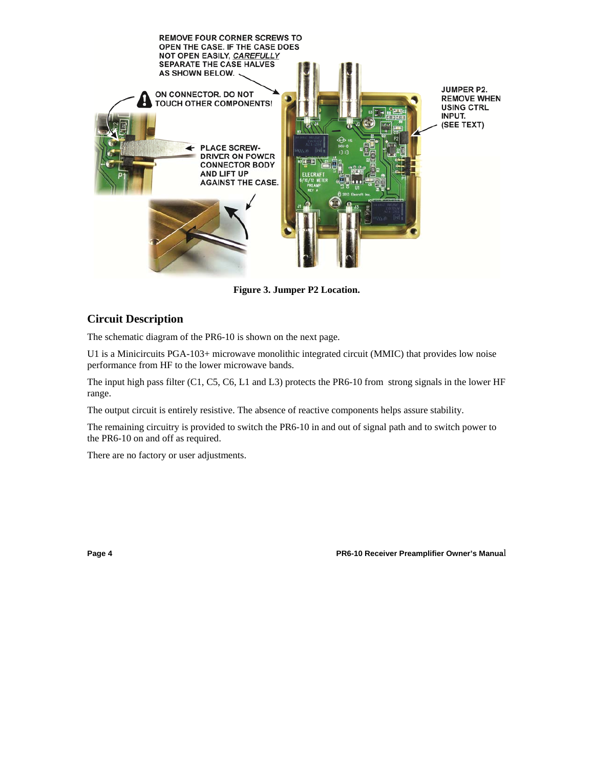REMOVE FOUR CORNER SCREWS TO OPEN THE CASE. IF THE CASE DOES NOT OPEN EASILY, *CAREFULLY* SEPARATE THE CASE HALVES AS SHOWN BELOW.

ON CONNECTOR. DO NOT TOUCH OTHER COMPONENTS!

PLACE SCREW-DRIVER ON POWER CONNECTOR BODY AND LIFT UP AGAINST THE CASE.

JUMPER P2. REMOVE WHEN USING CTRL INPUT. (SEE TEXT)

**Figure 3. Jumper P2 Location.**

## Circuit Description

The schematic diagram of the PR6-10 is shown on the next page.

U1 is a Minicircuits PGA-103+ microwave monolithic integrated circuit (MMIC) that provides low noise performance from HF to the lower microwave bands.

The input high pass filter (C1, C5, C6, L1 and L3) protects the PR6-10 from strong signals in the lower HF range.

The output circuit is entirely resistive. The absence of reactive components helps assure stability.

The remaining circuitry is provided to switch the PR6-10 in and out of signal path and to switch power to the PR6-10 on and off as required.

There are no factory or user adjustments.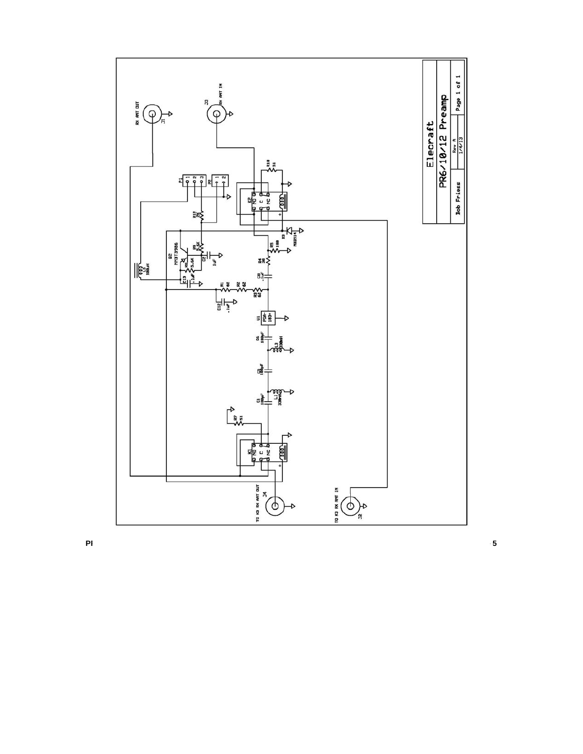**Elecraft**

**PR6/10/12 Preamp**

Bob Friess | Rev A 1/4/13 | Page 1 of 1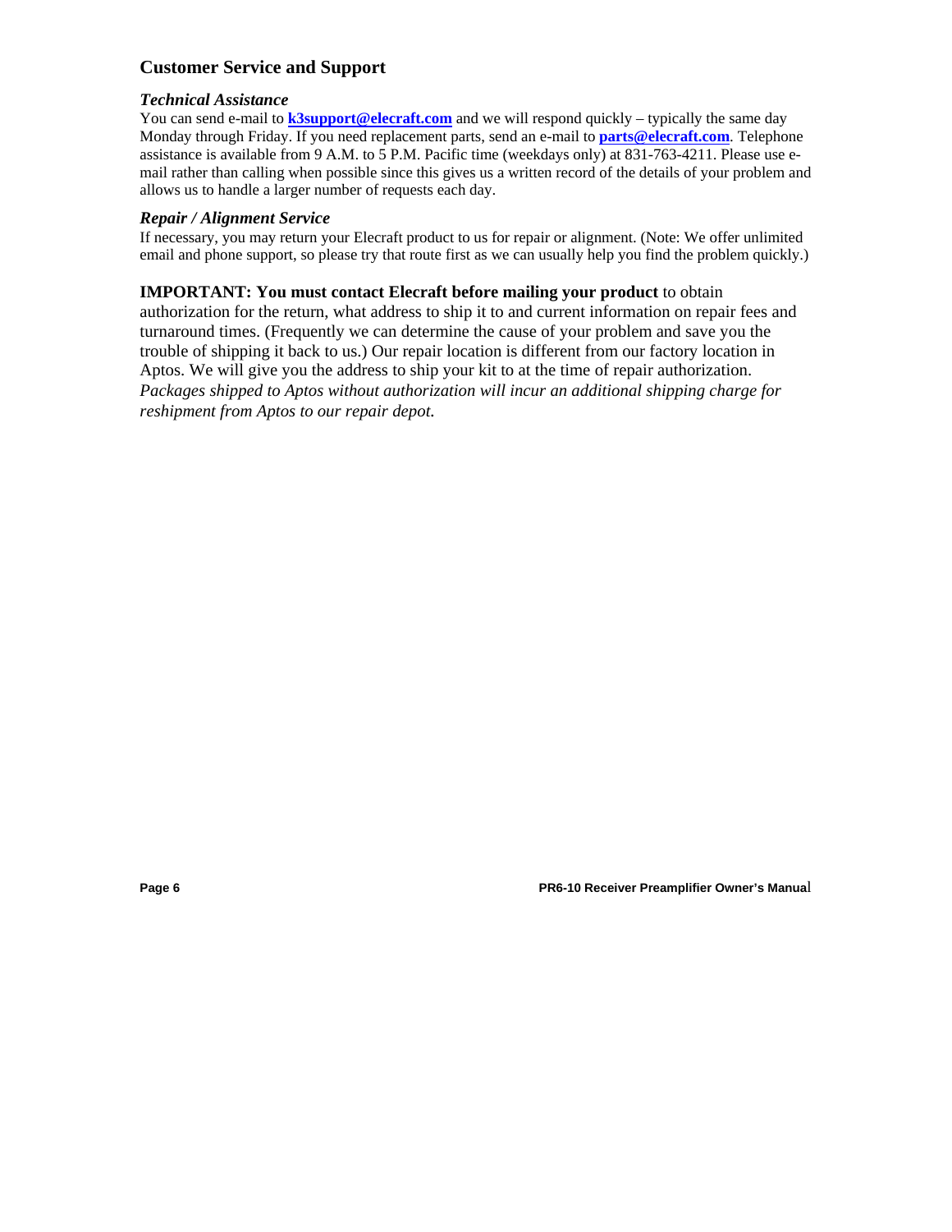## Customer Service and Support

### *Technical Assistance*

You can send e-mail to **k3support@elecraft.com** and we will respond quickly – typically the same day Monday through Friday. If you need replacement parts, send an e-mail to **parts@elecraft.com**. Telephone assistance is available from 9 A.M. to 5 P.M. Pacific time (weekdays only) at 831-763-4211. Please use e-mail rather than calling when possible since this gives us a written record of the details of your problem and allows us to handle a larger number of requests each day.

### *Repair / Alignment Service*

If necessary, you may return your Elecraft product to us for repair or alignment. (Note: We offer unlimited email and phone support, so please try that route first as we can usually help you find the problem quickly.)

**IMPORTANT: You must contact Elecraft before mailing your product** to obtain authorization for the return, what address to ship it to and current information on repair fees and turnaround times. (Frequently we can determine the cause of your problem and save you the trouble of shipping it back to us.) Our repair location is different from our factory location in Aptos. We will give you the address to ship your kit to at the time of repair authorization. *Packages shipped to Aptos without authorization will incur an additional shipping charge for reshipment from Aptos to our repair depot.*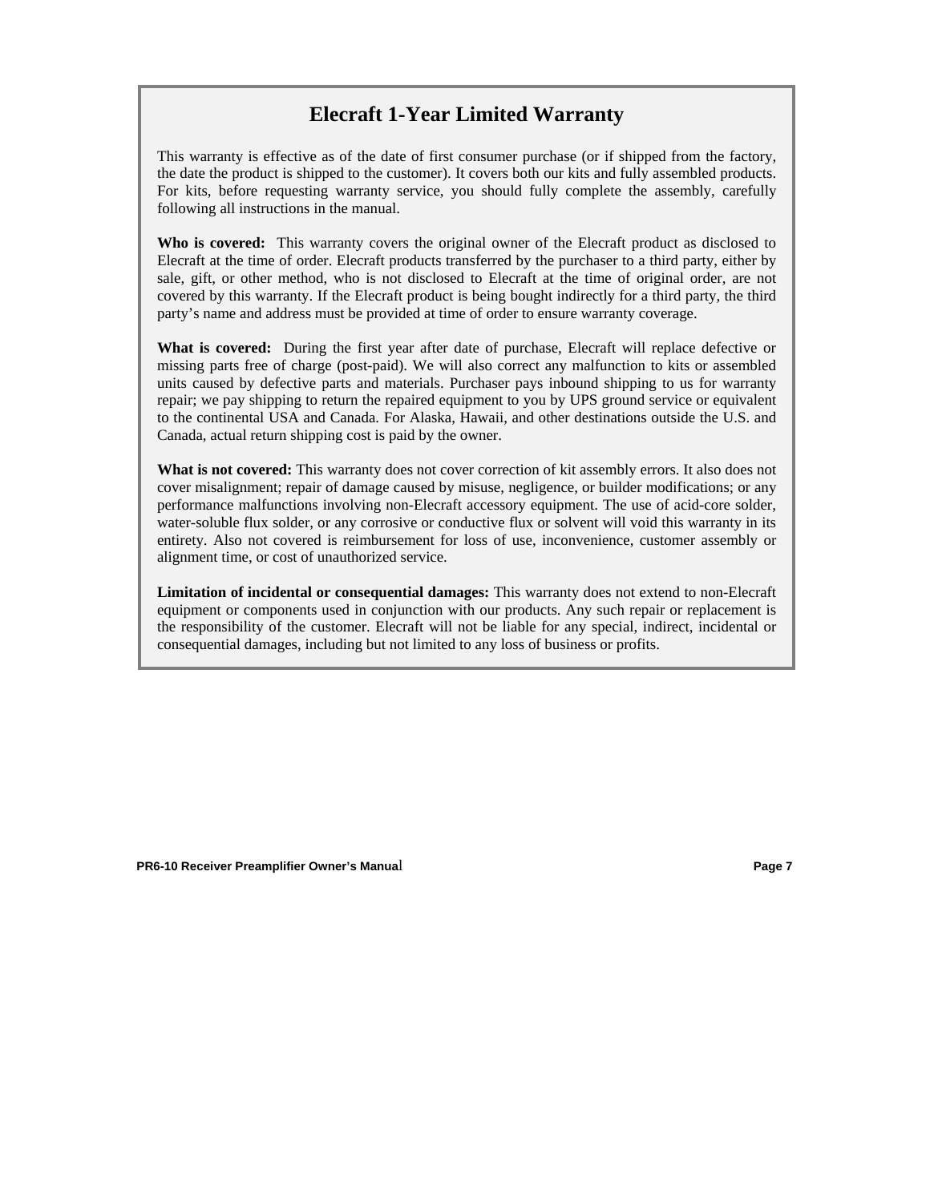# Elecraft 1-Year Limited Warranty

This warranty is effective as of the date of first consumer purchase (or if shipped from the factory, the date the product is shipped to the customer). It covers both our kits and fully assembled products. For kits, before requesting warranty service, you should fully complete the assembly, carefully following all instructions in the manual.

**Who is covered:** This warranty covers the original owner of the Elecraft product as disclosed to Elecraft at the time of order. Elecraft products transferred by the purchaser to a third party, either by sale, gift, or other method, who is not disclosed to Elecraft at the time of original order, are not covered by this warranty. If the Elecraft product is being bought indirectly for a third party, the third party's name and address must be provided at time of order to ensure warranty coverage.

**What is covered:** During the first year after date of purchase, Elecraft will replace defective or missing parts free of charge (post-paid). We will also correct any malfunction to kits or assembled units caused by defective parts and materials. Purchaser pays inbound shipping to us for warranty repair; we pay shipping to return the repaired equipment to you by UPS ground service or equivalent to the continental USA and Canada. For Alaska, Hawaii, and other destinations outside the U.S. and Canada, actual return shipping cost is paid by the owner.

**What is not covered:** This warranty does not cover correction of kit assembly errors. It also does not cover misalignment; repair of damage caused by misuse, negligence, or builder modifications; or any performance malfunctions involving non-Elecraft accessory equipment. The use of acid-core solder, water-soluble flux solder, or any corrosive or conductive flux or solvent will void this warranty in its entirety. Also not covered is reimbursement for loss of use, inconvenience, customer assembly or alignment time, or cost of unauthorized service.

**Limitation of incidental or consequential damages:** This warranty does not extend to non-Elecraft equipment or components used in conjunction with our products. Any such repair or replacement is the responsibility of the customer. Elecraft will not be liable for any special, indirect, incidental or consequential damages, including but not limited to any loss of business or profits.